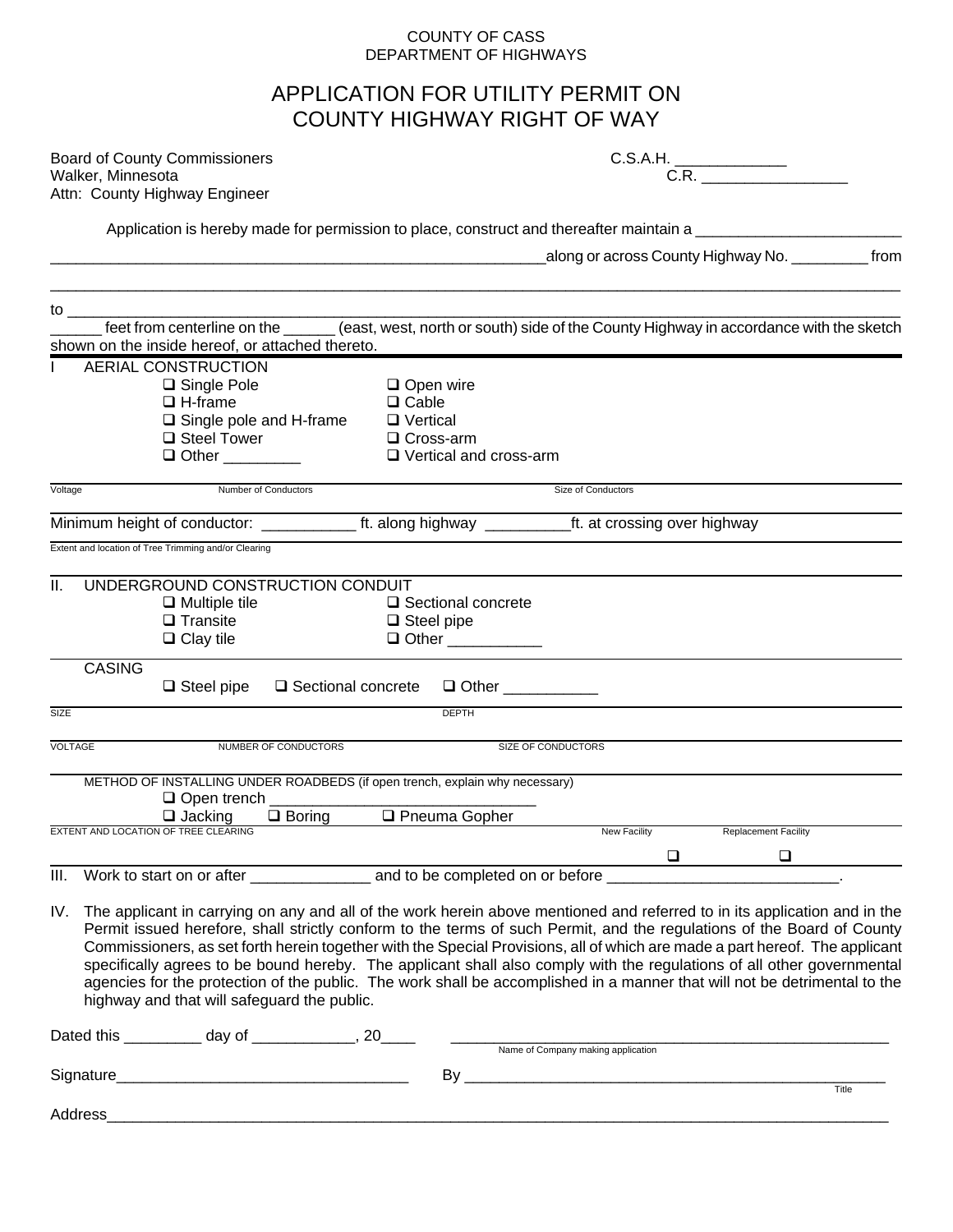COUNTY OF CASS
DEPARTMENT OF HIGHWAYS

# APPLICATION FOR UTILITY PERMIT ON COUNTY HIGHWAY RIGHT OF WAY

Board of County Commissioners
Walker, Minnesota
Attn: County Highway Engineer

C.S.A.H. _____________
C.R. _________________

Application is hereby made for permission to place, construct and thereafter maintain a ________________________
____________________________________________________________along or across County Highway No. _________ from
____________________________________________________________________________________________________
to __________________________________________________________________________________________________
______ feet from centerline on the ______ (east, west, north or south) side of the County Highway in accordance with the sketch shown on the inside hereof, or attached thereto.

## I AERIAL CONSTRUCTION

- ❑ Single Pole
- ❑ H-frame
- ❑ Single pole and H-frame
- ❑ Steel Tower
- ❑ Other _________
- ❑ Open wire
- ❑ Cable
- ❑ Vertical
- ❑ Cross-arm
- ❑ Vertical and cross-arm

Voltage ______ Number of Conductors ______ Size of Conductors ______

Minimum height of conductor: ___________ ft. along highway __________ft. at crossing over highway

Extent and location of Tree Trimming and/or Clearing ______

## II. UNDERGROUND CONSTRUCTION CONDUIT

- ❑ Multiple tile
- ❑ Transite
- ❑ Clay tile
- ❑ Sectional concrete
- ❑ Steel pipe
- ❑ Other ___________

### CASING

❑ Steel pipe ❑ Sectional concrete ❑ Other ___________

SIZE ______ DEPTH ______

VOLTAGE ______ NUMBER OF CONDUCTORS ______ SIZE OF CONDUCTORS ______

METHOD OF INSTALLING UNDER ROADBEDS (if open trench, explain why necessary)

❑ Open trench ________________________________

❑ Jacking ❑ Boring ❑ Pneuma Gopher

EXTENT AND LOCATION OF TREE CLEARING ______

New Facility ❑ Replacement Facility ❑

## III. Work to start on or after ______________ and to be completed on or before ___________________________.

## IV. The applicant in carrying on any and all of the work herein above mentioned and referred to in its application and in the Permit issued herefore, shall strictly conform to the terms of such Permit, and the regulations of the Board of County Commissioners, as set forth herein together with the Special Provisions, all of which are made a part hereof. The applicant specifically agrees to be bound hereby. The applicant shall also comply with the regulations of all other governmental agencies for the protection of the public. The work shall be accomplished in a manner that will not be detrimental to the highway and that will safeguard the public.

Dated this _________ day of ____________, 20____

__________________________________________________
Name of Company making application

Signature___________________________________

By ___________________________________________________
Title

Address______________________________________________________________________________________________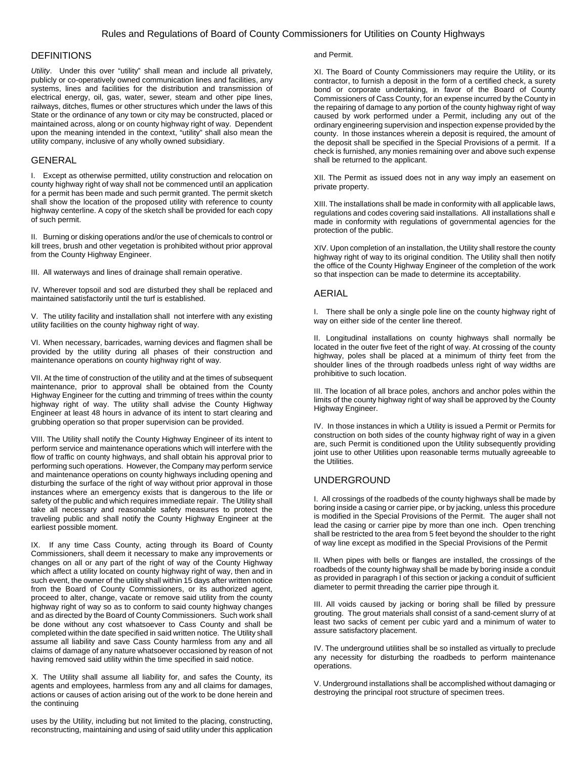# Rules and Regulations of Board of County Commissioners for Utilities on County Highways

## DEFINITIONS

*Utility*. Under this over "utility" shall mean and include all privately, publicly or co-operatively owned communication lines and facilities, any systems, lines and facilities for the distribution and transmission of electrical energy, oil, gas, water, sewer, steam and other pipe lines, railways, ditches, flumes or other structures which under the laws of this State or the ordinance of any town or city may be constructed, placed or maintained across, along or on county highway right of way. Dependent upon the meaning intended in the context, "utility" shall also mean the utility company, inclusive of any wholly owned subsidiary.

## GENERAL

I. Except as otherwise permitted, utility construction and relocation on county highway right of way shall not be commenced until an application for a permit has been made and such permit granted. The permit sketch shall show the location of the proposed utility with reference to county highway centerline. A copy of the sketch shall be provided for each copy of such permit.

II. Burning or disking operations and/or the use of chemicals to control or kill trees, brush and other vegetation is prohibited without prior approval from the County Highway Engineer.

III. All waterways and lines of drainage shall remain operative.

IV. Wherever topsoil and sod are disturbed they shall be replaced and maintained satisfactorily until the turf is established.

V. The utility facility and installation shall not interfere with any existing utility facilities on the county highway right of way.

VI. When necessary, barricades, warning devices and flagmen shall be provided by the utility during all phases of their construction and maintenance operations on county highway right of way.

VII. At the time of construction of the utility and at the times of subsequent maintenance, prior to approval shall be obtained from the County Highway Engineer for the cutting and trimming of trees within the county highway right of way. The utility shall advise the County Highway Engineer at least 48 hours in advance of its intent to start clearing and grubbing operation so that proper supervision can be provided.

VIII. The Utility shall notify the County Highway Engineer of its intent to perform service and maintenance operations which will interfere with the flow of traffic on county highways, and shall obtain his approval prior to performing such operations. However, the Company may perform service and maintenance operations on county highways including opening and disturbing the surface of the right of way without prior approval in those instances where an emergency exists that is dangerous to the life or safety of the public and which requires immediate repair. The Utility shall take all necessary and reasonable safety measures to protect the traveling public and shall notify the County Highway Engineer at the earliest possible moment.

IX. If any time Cass County, acting through its Board of County Commissioners, shall deem it necessary to make any improvements or changes on all or any part of the right of way of the County Highway which affect a utility located on county highway right of way, then and in such event, the owner of the utility shall within 15 days after written notice from the Board of County Commissioners, or its authorized agent, proceed to alter, change, vacate or remove said utility from the county highway right of way so as to conform to said county highway changes and as directed by the Board of County Commissioners. Such work shall be done without any cost whatsoever to Cass County and shall be completed within the date specified in said written notice. The Utility shall assume all liability and save Cass County harmless from any and all claims of damage of any nature whatsoever occasioned by reason of not having removed said utility within the time specified in said notice.

X. The Utility shall assume all liability for, and safes the County, its agents and employees, harmless from any and all claims for damages, actions or causes of action arising out of the work to be done herein and the continuing uses by the Utility, including but not limited to the placing, constructing, reconstructing, maintaining and using of said utility under this application and Permit.

XI. The Board of County Commissioners may require the Utility, or its contractor, to furnish a deposit in the form of a certified check, a surety bond or corporate undertaking, in favor of the Board of County Commissioners of Cass County, for an expense incurred by the County in the repairing of damage to any portion of the county highway right of way caused by work performed under a Permit, including any out of the ordinary engineering supervision and inspection expense provided by the county. In those instances wherein a deposit is required, the amount of the deposit shall be specified in the Special Provisions of a permit. If a check is furnished, any monies remaining over and above such expense shall be returned to the applicant.

XII. The Permit as issued does not in any way imply an easement on private property.

XIII. The installations shall be made in conformity with all applicable laws, regulations and codes covering said installations. All installations shall e made in conformity with regulations of governmental agencies for the protection of the public.

XIV. Upon completion of an installation, the Utility shall restore the county highway right of way to its original condition. The Utility shall then notify the office of the County Highway Engineer of the completion of the work so that inspection can be made to determine its acceptability.

## AERIAL

I. There shall be only a single pole line on the county highway right of way on either side of the center line thereof.

II. Longitudinal installations on county highways shall normally be located in the outer five feet of the right of way. At crossing of the county highway, poles shall be placed at a minimum of thirty feet from the shoulder lines of the through roadbeds unless right of way widths are prohibitive to such location.

III. The location of all brace poles, anchors and anchor poles within the limits of the county highway right of way shall be approved by the County Highway Engineer.

IV. In those instances in which a Utility is issued a Permit or Permits for construction on both sides of the county highway right of way in a given are, such Permit is conditioned upon the Utility subsequently providing joint use to other Utilities upon reasonable terms mutually agreeable to the Utilities.

## UNDERGROUND

I. All crossings of the roadbeds of the county highways shall be made by boring inside a casing or carrier pipe, or by jacking, unless this procedure is modified in the Special Provisions of the Permit. The auger shall not lead the casing or carrier pipe by more than one inch. Open trenching shall be restricted to the area from 5 feet beyond the shoulder to the right of way line except as modified in the Special Provisions of the Permit

II. When pipes with bells or flanges are installed, the crossings of the roadbeds of the county highway shall be made by boring inside a conduit as provided in paragraph I of this section or jacking a conduit of sufficient diameter to permit threading the carrier pipe through it.

III. All voids caused by jacking or boring shall be filled by pressure grouting. The grout materials shall consist of a sand-cement slurry of at least two sacks of cement per cubic yard and a minimum of water to assure satisfactory placement.

IV. The underground utilities shall be so installed as virtually to preclude any necessity for disturbing the roadbeds to perform maintenance operations.

V. Underground installations shall be accomplished without damaging or destroying the principal root structure of specimen trees.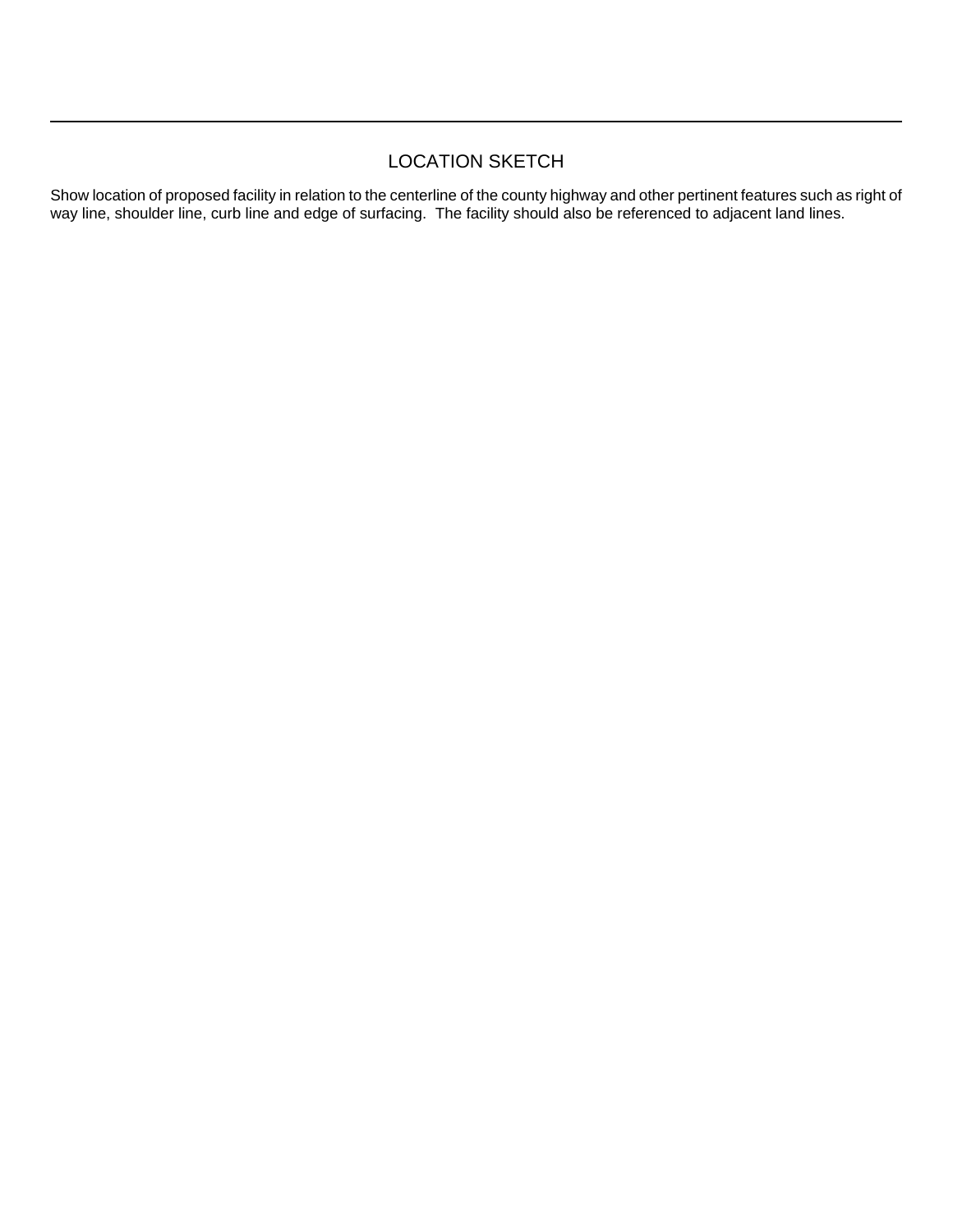## LOCATION SKETCH

Show location of proposed facility in relation to the centerline of the county highway and other pertinent features such as right of way line, shoulder line, curb line and edge of surfacing. The facility should also be referenced to adjacent land lines.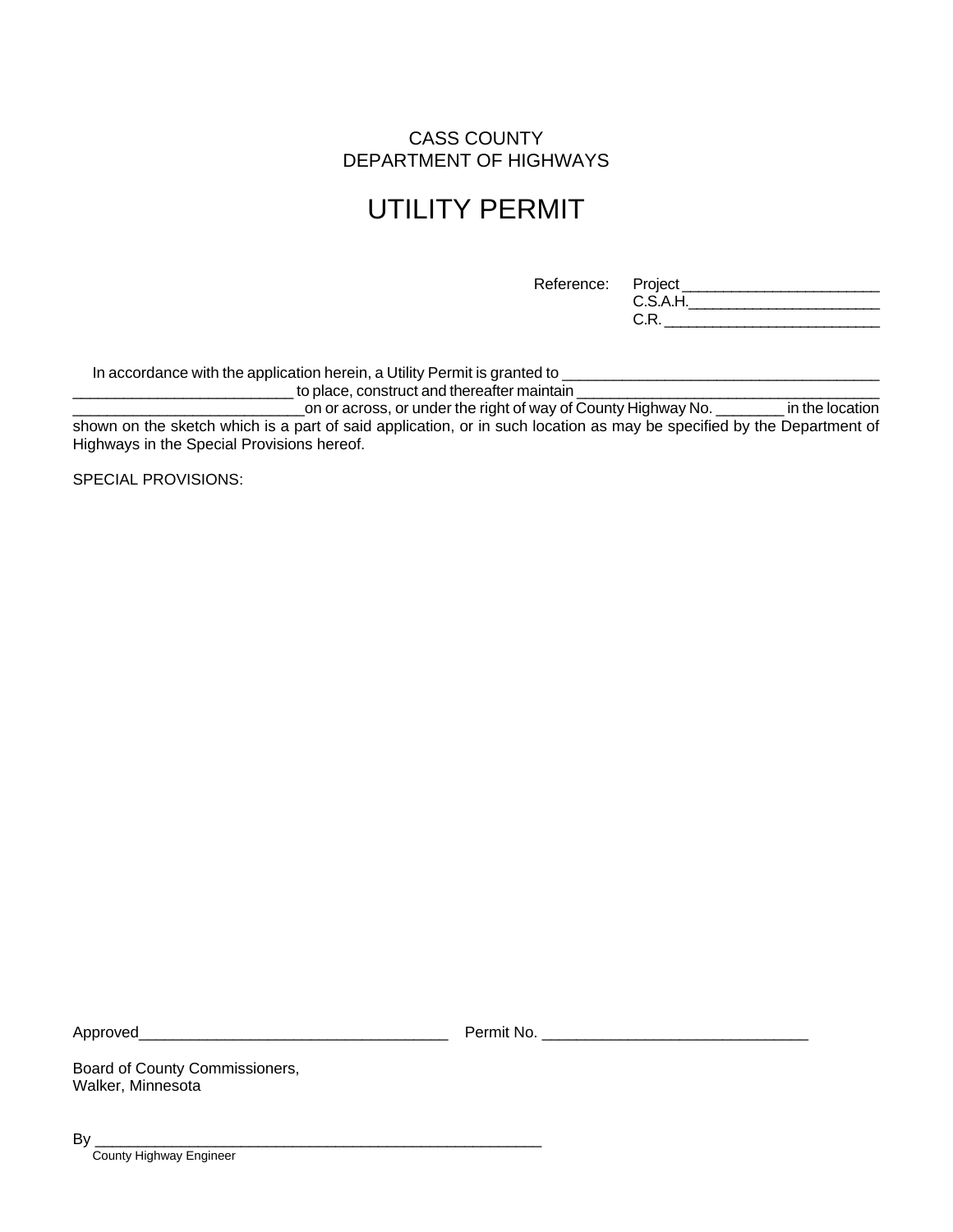CASS COUNTY
DEPARTMENT OF HIGHWAYS

# UTILITY PERMIT

Reference: Project _______________________
C.S.A.H.______________________
C.R. _________________________

In accordance with the application herein, a Utility Permit is granted to _____________________________________ __________________________ to place, construct and thereafter maintain ___________________________________ ___________________________on or across, or under the right of way of County Highway No. ________ in the location shown on the sketch which is a part of said application, or in such location as may be specified by the Department of Highways in the Special Provisions hereof.

SPECIAL PROVISIONS:

Approved___________________________________ Permit No. ______________________________

Board of County Commissioners,
Walker, Minnesota

By ____________________________________________________
County Highway Engineer